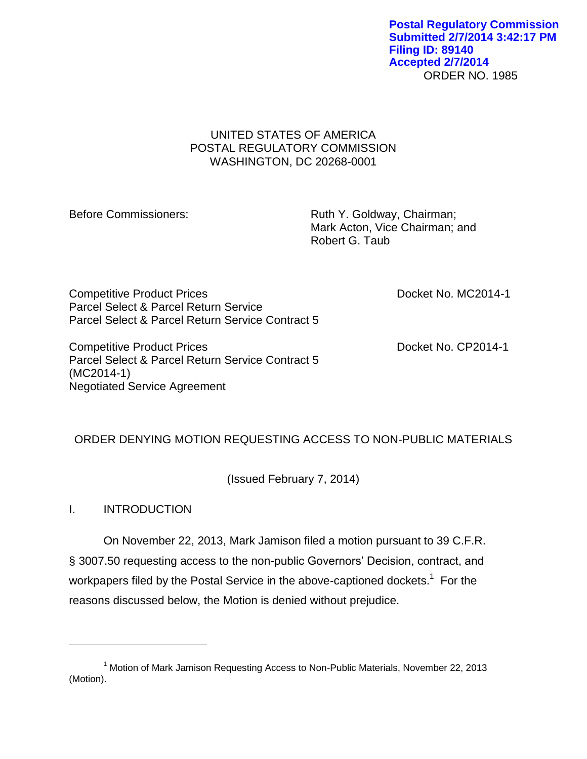**Postal Regulatory Commission**
**Submitted 2/7/2014 3:42:17 PM**
**Filing ID: 89140**
**Accepted 2/7/2014**

ORDER NO. 1985

UNITED STATES OF AMERICA
POSTAL REGULATORY COMMISSION
WASHINGTON, DC 20268-0001

Before Commissioners: Ruth Y. Goldway, Chairman;
Mark Acton, Vice Chairman; and
Robert G. Taub

Competitive Product Prices
Parcel Select & Parcel Return Service
Parcel Select & Parcel Return Service Contract 5

Docket No. MC2014-1

Competitive Product Prices
Parcel Select & Parcel Return Service Contract 5
(MC2014-1)
Negotiated Service Agreement

Docket No. CP2014-1

ORDER DENYING MOTION REQUESTING ACCESS TO NON-PUBLIC MATERIALS

(Issued February 7, 2014)

## I. INTRODUCTION

On November 22, 2013, Mark Jamison filed a motion pursuant to 39 C.F.R. § 3007.50 requesting access to the non-public Governors' Decision, contract, and workpapers filed by the Postal Service in the above-captioned dockets.[1] For the reasons discussed below, the Motion is denied without prejudice.

[1] Motion of Mark Jamison Requesting Access to Non-Public Materials, November 22, 2013 (Motion).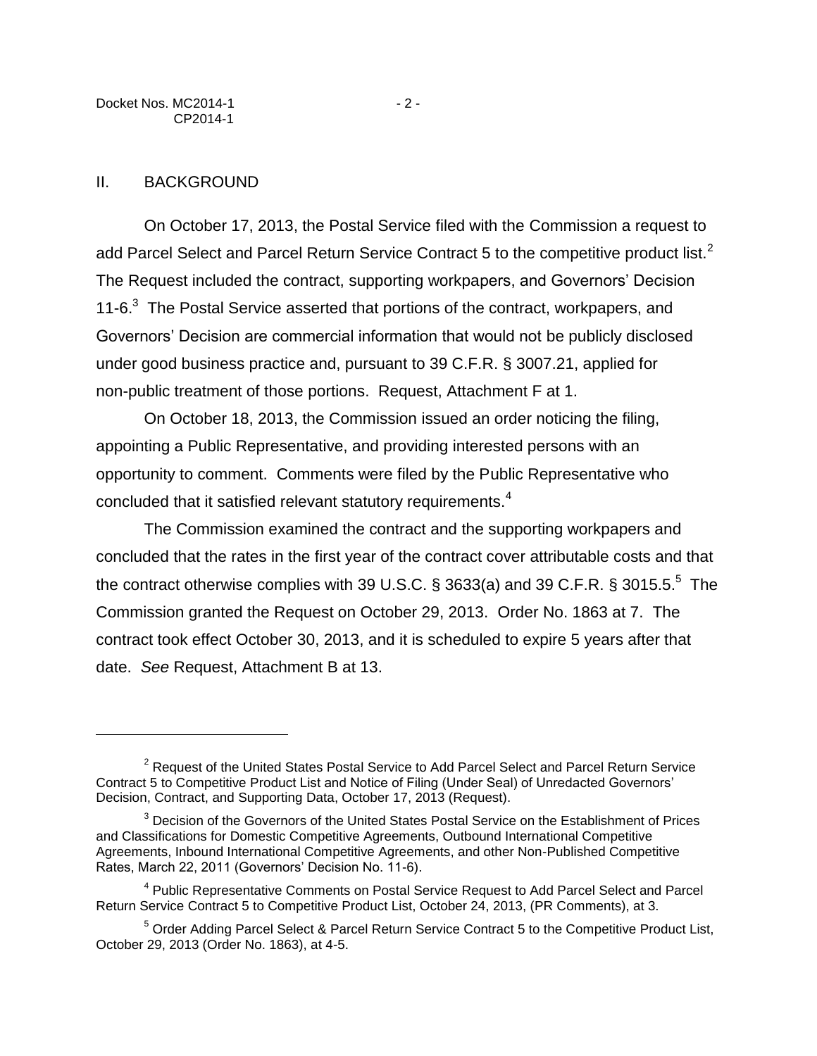## II. BACKGROUND

On October 17, 2013, the Postal Service filed with the Commission a request to add Parcel Select and Parcel Return Service Contract 5 to the competitive product list.[2] The Request included the contract, supporting workpapers, and Governors' Decision 11-6.[3] The Postal Service asserted that portions of the contract, workpapers, and Governors' Decision are commercial information that would not be publicly disclosed under good business practice and, pursuant to 39 C.F.R. § 3007.21, applied for non-public treatment of those portions. Request, Attachment F at 1.

On October 18, 2013, the Commission issued an order noticing the filing, appointing a Public Representative, and providing interested persons with an opportunity to comment. Comments were filed by the Public Representative who concluded that it satisfied relevant statutory requirements.[4]

The Commission examined the contract and the supporting workpapers and concluded that the rates in the first year of the contract cover attributable costs and that the contract otherwise complies with 39 U.S.C. § 3633(a) and 39 C.F.R. § 3015.5.[5] The Commission granted the Request on October 29, 2013. Order No. 1863 at 7. The contract took effect October 30, 2013, and it is scheduled to expire 5 years after that date. *See* Request, Attachment B at 13.

---

[2] Request of the United States Postal Service to Add Parcel Select and Parcel Return Service Contract 5 to Competitive Product List and Notice of Filing (Under Seal) of Unredacted Governors' Decision, Contract, and Supporting Data, October 17, 2013 (Request).

[3] Decision of the Governors of the United States Postal Service on the Establishment of Prices and Classifications for Domestic Competitive Agreements, Outbound International Competitive Agreements, Inbound International Competitive Agreements, and other Non-Published Competitive Rates, March 22, 2011 (Governors' Decision No. 11-6).

[4] Public Representative Comments on Postal Service Request to Add Parcel Select and Parcel Return Service Contract 5 to Competitive Product List, October 24, 2013, (PR Comments), at 3.

[5] Order Adding Parcel Select & Parcel Return Service Contract 5 to the Competitive Product List, October 29, 2013 (Order No. 1863), at 4-5.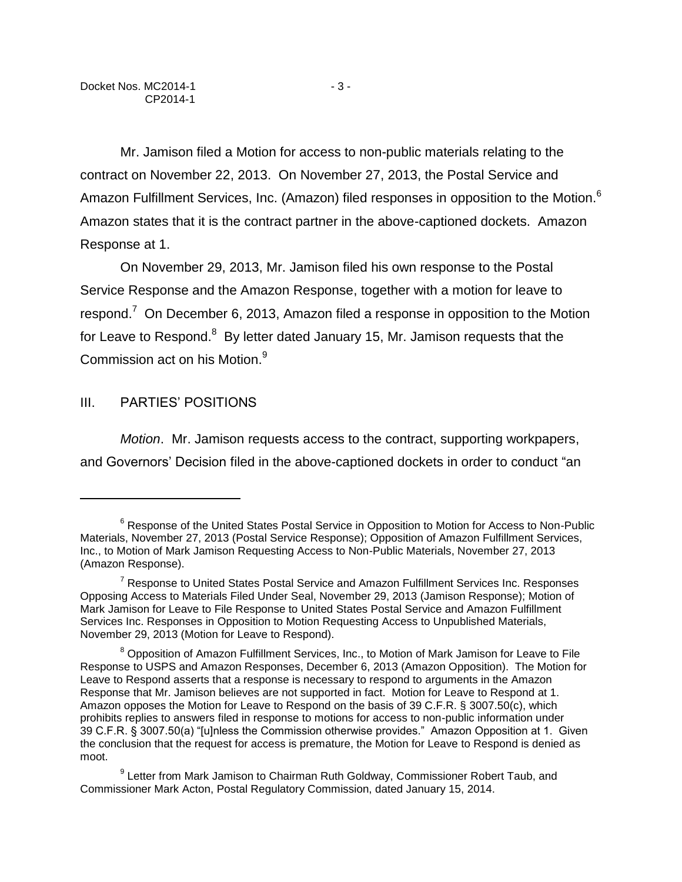Mr. Jamison filed a Motion for access to non-public materials relating to the contract on November 22, 2013. On November 27, 2013, the Postal Service and Amazon Fulfillment Services, Inc. (Amazon) filed responses in opposition to the Motion.[6] Amazon states that it is the contract partner in the above-captioned dockets. Amazon Response at 1.

On November 29, 2013, Mr. Jamison filed his own response to the Postal Service Response and the Amazon Response, together with a motion for leave to respond.[7] On December 6, 2013, Amazon filed a response in opposition to the Motion for Leave to Respond.[8] By letter dated January 15, Mr. Jamison requests that the Commission act on his Motion.[9]

## III. PARTIES' POSITIONS

*Motion*. Mr. Jamison requests access to the contract, supporting workpapers, and Governors' Decision filed in the above-captioned dockets in order to conduct "an

---

[6] Response of the United States Postal Service in Opposition to Motion for Access to Non-Public Materials, November 27, 2013 (Postal Service Response); Opposition of Amazon Fulfillment Services, Inc., to Motion of Mark Jamison Requesting Access to Non-Public Materials, November 27, 2013 (Amazon Response).

[7] Response to United States Postal Service and Amazon Fulfillment Services Inc. Responses Opposing Access to Materials Filed Under Seal, November 29, 2013 (Jamison Response); Motion of Mark Jamison for Leave to File Response to United States Postal Service and Amazon Fulfillment Services Inc. Responses in Opposition to Motion Requesting Access to Unpublished Materials, November 29, 2013 (Motion for Leave to Respond).

[8] Opposition of Amazon Fulfillment Services, Inc., to Motion of Mark Jamison for Leave to File Response to USPS and Amazon Responses, December 6, 2013 (Amazon Opposition). The Motion for Leave to Respond asserts that a response is necessary to respond to arguments in the Amazon Response that Mr. Jamison believes are not supported in fact. Motion for Leave to Respond at 1. Amazon opposes the Motion for Leave to Respond on the basis of 39 C.F.R. § 3007.50(c), which prohibits replies to answers filed in response to motions for access to non-public information under 39 C.F.R. § 3007.50(a) "[u]nless the Commission otherwise provides." Amazon Opposition at 1. Given the conclusion that the request for access is premature, the Motion for Leave to Respond is denied as moot.

[9] Letter from Mark Jamison to Chairman Ruth Goldway, Commissioner Robert Taub, and Commissioner Mark Acton, Postal Regulatory Commission, dated January 15, 2014.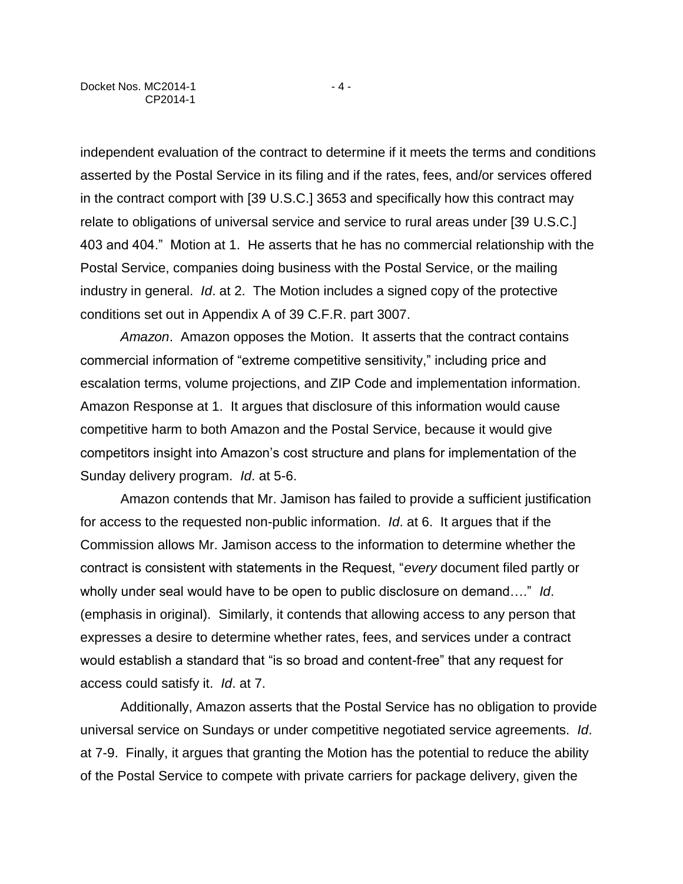independent evaluation of the contract to determine if it meets the terms and conditions asserted by the Postal Service in its filing and if the rates, fees, and/or services offered in the contract comport with [39 U.S.C.] 3653 and specifically how this contract may relate to obligations of universal service and service to rural areas under [39 U.S.C.] 403 and 404." Motion at 1. He asserts that he has no commercial relationship with the Postal Service, companies doing business with the Postal Service, or the mailing industry in general. *Id*. at 2. The Motion includes a signed copy of the protective conditions set out in Appendix A of 39 C.F.R. part 3007.

*Amazon*. Amazon opposes the Motion. It asserts that the contract contains commercial information of "extreme competitive sensitivity," including price and escalation terms, volume projections, and ZIP Code and implementation information. Amazon Response at 1. It argues that disclosure of this information would cause competitive harm to both Amazon and the Postal Service, because it would give competitors insight into Amazon's cost structure and plans for implementation of the Sunday delivery program. *Id*. at 5-6.

Amazon contends that Mr. Jamison has failed to provide a sufficient justification for access to the requested non-public information. *Id*. at 6. It argues that if the Commission allows Mr. Jamison access to the information to determine whether the contract is consistent with statements in the Request, "*every* document filed partly or wholly under seal would have to be open to public disclosure on demand…." *Id*. (emphasis in original). Similarly, it contends that allowing access to any person that expresses a desire to determine whether rates, fees, and services under a contract would establish a standard that "is so broad and content-free" that any request for access could satisfy it. *Id*. at 7.

Additionally, Amazon asserts that the Postal Service has no obligation to provide universal service on Sundays or under competitive negotiated service agreements. *Id*. at 7-9. Finally, it argues that granting the Motion has the potential to reduce the ability of the Postal Service to compete with private carriers for package delivery, given the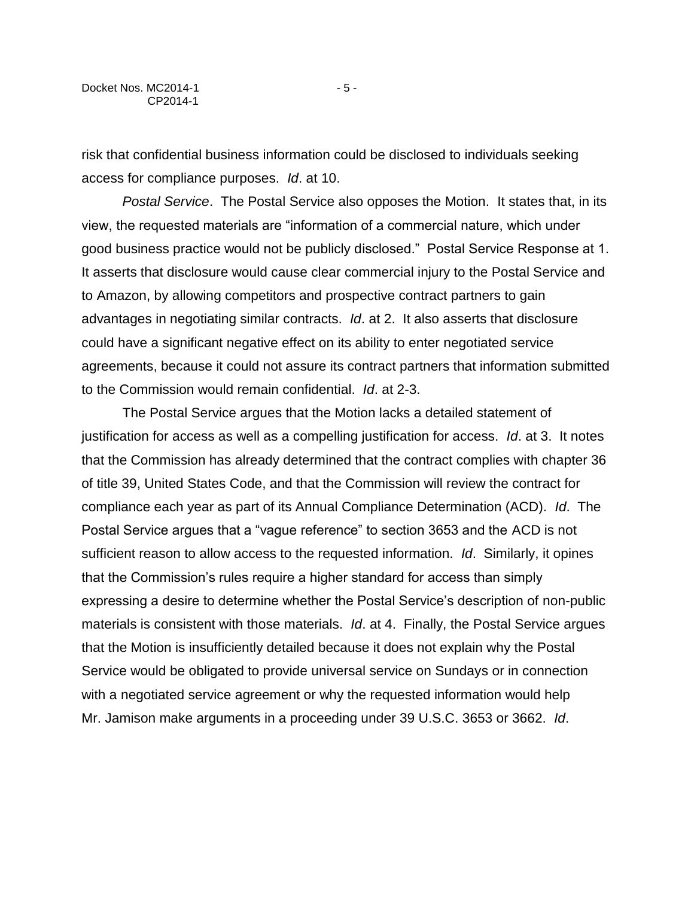risk that confidential business information could be disclosed to individuals seeking access for compliance purposes. *Id*. at 10.

*Postal Service*. The Postal Service also opposes the Motion. It states that, in its view, the requested materials are "information of a commercial nature, which under good business practice would not be publicly disclosed." Postal Service Response at 1. It asserts that disclosure would cause clear commercial injury to the Postal Service and to Amazon, by allowing competitors and prospective contract partners to gain advantages in negotiating similar contracts. *Id*. at 2. It also asserts that disclosure could have a significant negative effect on its ability to enter negotiated service agreements, because it could not assure its contract partners that information submitted to the Commission would remain confidential. *Id*. at 2-3.

The Postal Service argues that the Motion lacks a detailed statement of justification for access as well as a compelling justification for access. *Id*. at 3. It notes that the Commission has already determined that the contract complies with chapter 36 of title 39, United States Code, and that the Commission will review the contract for compliance each year as part of its Annual Compliance Determination (ACD). *Id*. The Postal Service argues that a "vague reference" to section 3653 and the ACD is not sufficient reason to allow access to the requested information. *Id*. Similarly, it opines that the Commission's rules require a higher standard for access than simply expressing a desire to determine whether the Postal Service's description of non-public materials is consistent with those materials. *Id*. at 4. Finally, the Postal Service argues that the Motion is insufficiently detailed because it does not explain why the Postal Service would be obligated to provide universal service on Sundays or in connection with a negotiated service agreement or why the requested information would help Mr. Jamison make arguments in a proceeding under 39 U.S.C. 3653 or 3662. *Id*.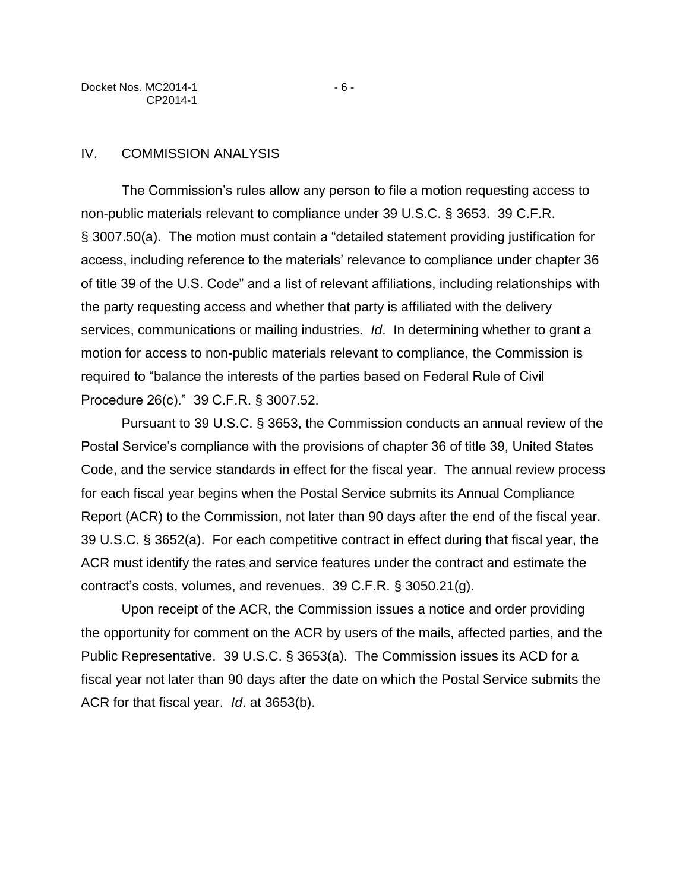## IV. COMMISSION ANALYSIS

The Commission's rules allow any person to file a motion requesting access to non-public materials relevant to compliance under 39 U.S.C. § 3653. 39 C.F.R. § 3007.50(a). The motion must contain a "detailed statement providing justification for access, including reference to the materials' relevance to compliance under chapter 36 of title 39 of the U.S. Code" and a list of relevant affiliations, including relationships with the party requesting access and whether that party is affiliated with the delivery services, communications or mailing industries. *Id*. In determining whether to grant a motion for access to non-public materials relevant to compliance, the Commission is required to "balance the interests of the parties based on Federal Rule of Civil Procedure 26(c)." 39 C.F.R. § 3007.52.

Pursuant to 39 U.S.C. § 3653, the Commission conducts an annual review of the Postal Service's compliance with the provisions of chapter 36 of title 39, United States Code, and the service standards in effect for the fiscal year. The annual review process for each fiscal year begins when the Postal Service submits its Annual Compliance Report (ACR) to the Commission, not later than 90 days after the end of the fiscal year. 39 U.S.C. § 3652(a). For each competitive contract in effect during that fiscal year, the ACR must identify the rates and service features under the contract and estimate the contract's costs, volumes, and revenues. 39 C.F.R. § 3050.21(g).

Upon receipt of the ACR, the Commission issues a notice and order providing the opportunity for comment on the ACR by users of the mails, affected parties, and the Public Representative. 39 U.S.C. § 3653(a). The Commission issues its ACD for a fiscal year not later than 90 days after the date on which the Postal Service submits the ACR for that fiscal year. *Id*. at 3653(b).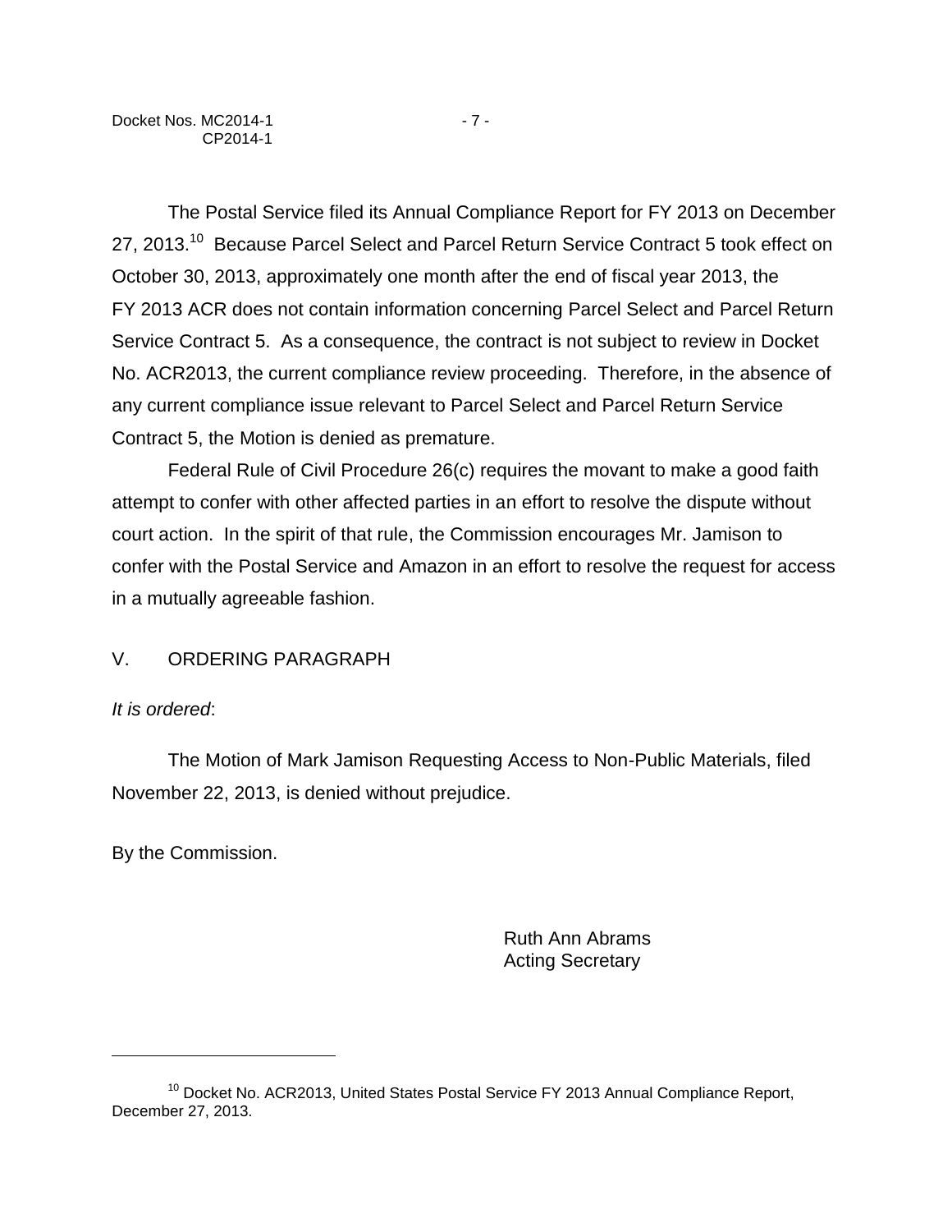The Postal Service filed its Annual Compliance Report for FY 2013 on December 27, 2013.[10] Because Parcel Select and Parcel Return Service Contract 5 took effect on October 30, 2013, approximately one month after the end of fiscal year 2013, the FY 2013 ACR does not contain information concerning Parcel Select and Parcel Return Service Contract 5. As a consequence, the contract is not subject to review in Docket No. ACR2013, the current compliance review proceeding. Therefore, in the absence of any current compliance issue relevant to Parcel Select and Parcel Return Service Contract 5, the Motion is denied as premature.

Federal Rule of Civil Procedure 26(c) requires the movant to make a good faith attempt to confer with other affected parties in an effort to resolve the dispute without court action. In the spirit of that rule, the Commission encourages Mr. Jamison to confer with the Postal Service and Amazon in an effort to resolve the request for access in a mutually agreeable fashion.

## V. ORDERING PARAGRAPH

*It is ordered*:

The Motion of Mark Jamison Requesting Access to Non-Public Materials, filed November 22, 2013, is denied without prejudice.

By the Commission.

Ruth Ann Abrams
Acting Secretary

---

[10] Docket No. ACR2013, United States Postal Service FY 2013 Annual Compliance Report, December 27, 2013.